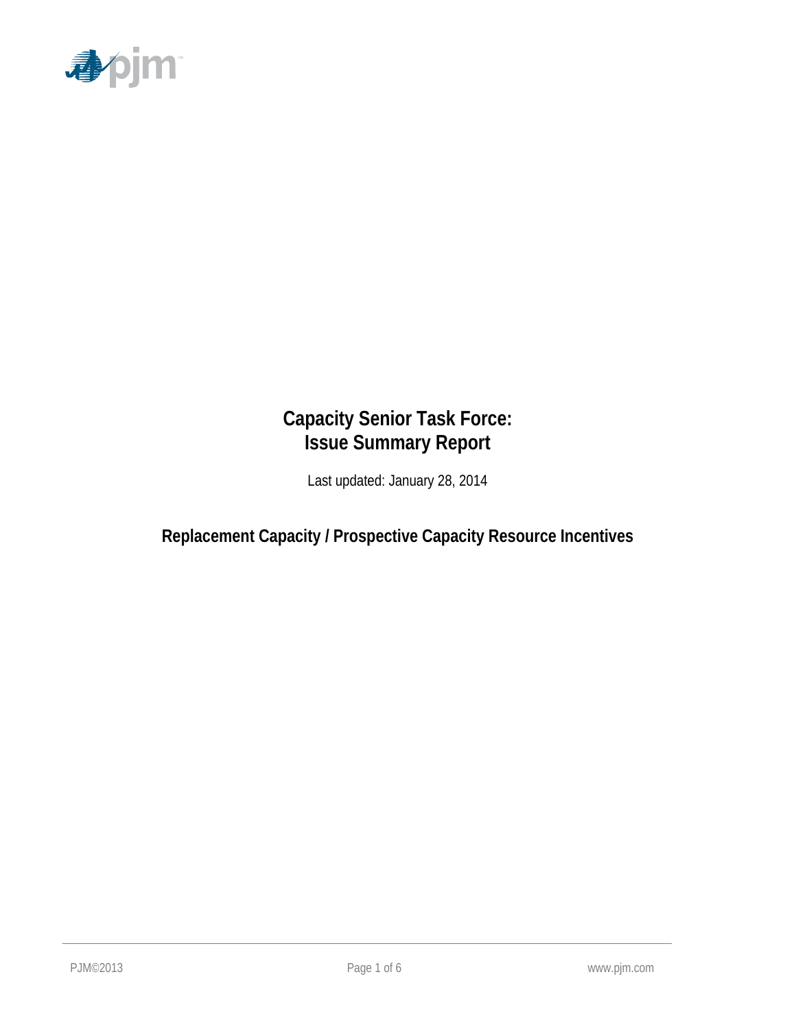# Capacity Senior Task Force:
# Issue Summary Report

Last updated: January 28, 2014

## Replacement Capacity / Prospective Capacity Resource Incentives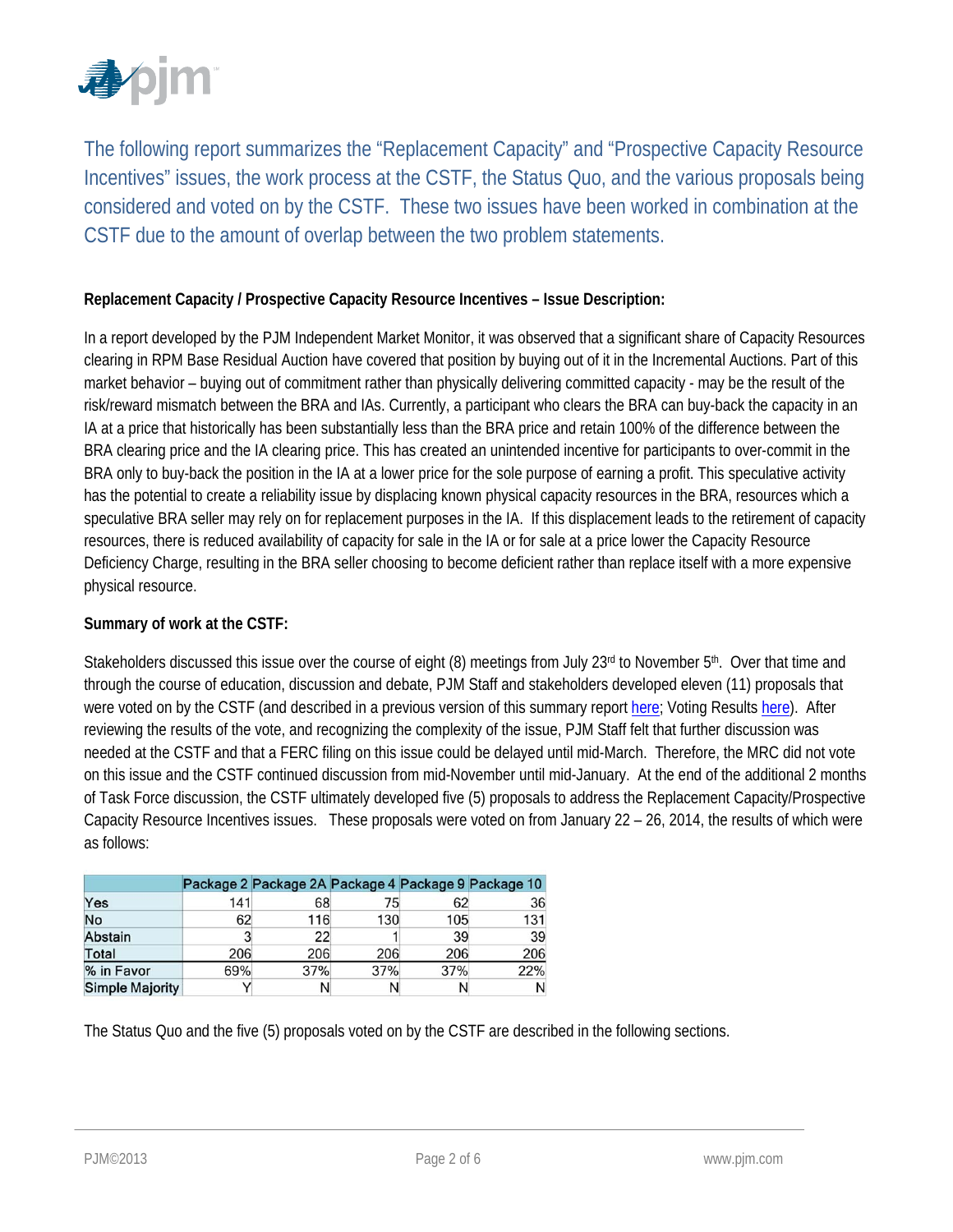The following report summarizes the "Replacement Capacity" and "Prospective Capacity Resource Incentives" issues, the work process at the CSTF, the Status Quo, and the various proposals being considered and voted on by the CSTF. These two issues have been worked in combination at the CSTF due to the amount of overlap between the two problem statements.

**Replacement Capacity / Prospective Capacity Resource Incentives – Issue Description:**

In a report developed by the PJM Independent Market Monitor, it was observed that a significant share of Capacity Resources clearing in RPM Base Residual Auction have covered that position by buying out of it in the Incremental Auctions. Part of this market behavior – buying out of commitment rather than physically delivering committed capacity - may be the result of the risk/reward mismatch between the BRA and IAs. Currently, a participant who clears the BRA can buy-back the capacity in an IA at a price that historically has been substantially less than the BRA price and retain 100% of the difference between the BRA clearing price and the IA clearing price. This has created an unintended incentive for participants to over-commit in the BRA only to buy-back the position in the IA at a lower price for the sole purpose of earning a profit. This speculative activity has the potential to create a reliability issue by displacing known physical capacity resources in the BRA, resources which a speculative BRA seller may rely on for replacement purposes in the IA. If this displacement leads to the retirement of capacity resources, there is reduced availability of capacity for sale in the IA or for sale at a price lower the Capacity Resource Deficiency Charge, resulting in the BRA seller choosing to become deficient rather than replace itself with a more expensive physical resource.

**Summary of work at the CSTF:**

Stakeholders discussed this issue over the course of eight (8) meetings from July 23rd to November 5th. Over that time and through the course of education, discussion and debate, PJM Staff and stakeholders developed eleven (11) proposals that were voted on by the CSTF (and described in a previous version of this summary report here; Voting Results here). After reviewing the results of the vote, and recognizing the complexity of the issue, PJM Staff felt that further discussion was needed at the CSTF and that a FERC filing on this issue could be delayed until mid-March. Therefore, the MRC did not vote on this issue and the CSTF continued discussion from mid-November until mid-January. At the end of the additional 2 months of Task Force discussion, the CSTF ultimately developed five (5) proposals to address the Replacement Capacity/Prospective Capacity Resource Incentives issues. These proposals were voted on from January 22 – 26, 2014, the results of which were as follows:

| | Package 2 | Package 2A | Package 4 | Package 9 | Package 10 |
|---|---|---|---|---|---|
| Yes | 141 | 68 | 75 | 62 | 36 |
| No | 62 | 116 | 130 | 105 | 131 |
| Abstain | 3 | 22 | 1 | 39 | 39 |
| Total | 206 | 206 | 206 | 206 | 206 |
| % in Favor | 69% | 37% | 37% | 37% | 22% |
| Simple Majority | Y | N | N | N | N |

The Status Quo and the five (5) proposals voted on by the CSTF are described in the following sections.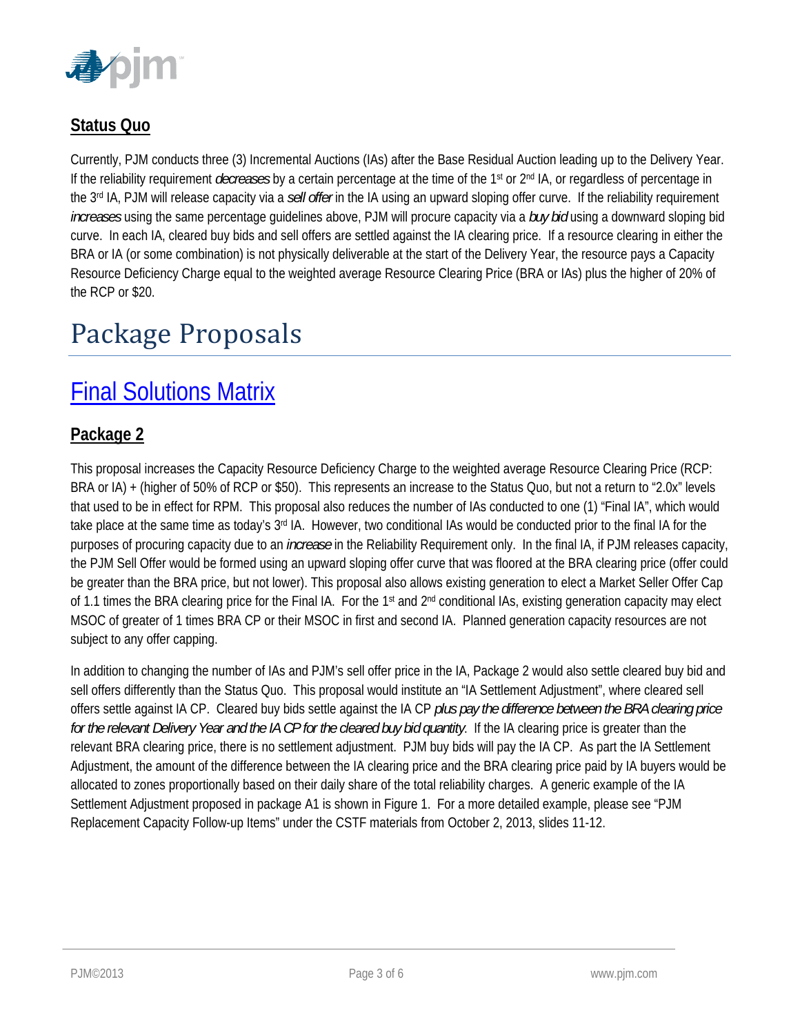## Status Quo

Currently, PJM conducts three (3) Incremental Auctions (IAs) after the Base Residual Auction leading up to the Delivery Year. If the reliability requirement *decreases* by a certain percentage at the time of the 1st or 2nd IA, or regardless of percentage in the 3rd IA, PJM will release capacity via a *sell offer* in the IA using an upward sloping offer curve. If the reliability requirement *increases* using the same percentage guidelines above, PJM will procure capacity via a *buy bid* using a downward sloping bid curve. In each IA, cleared buy bids and sell offers are settled against the IA clearing price. If a resource clearing in either the BRA or IA (or some combination) is not physically deliverable at the start of the Delivery Year, the resource pays a Capacity Resource Deficiency Charge equal to the weighted average Resource Clearing Price (BRA or IAs) plus the higher of 20% of the RCP or $20.

# Package Proposals

## Final Solutions Matrix

### Package 2

This proposal increases the Capacity Resource Deficiency Charge to the weighted average Resource Clearing Price (RCP: BRA or IA) + (higher of 50% of RCP or $50). This represents an increase to the Status Quo, but not a return to "2.0x" levels that used to be in effect for RPM. This proposal also reduces the number of IAs conducted to one (1) "Final IA", which would take place at the same time as today's 3rd IA. However, two conditional IAs would be conducted prior to the final IA for the purposes of procuring capacity due to an *increase* in the Reliability Requirement only. In the final IA, if PJM releases capacity, the PJM Sell Offer would be formed using an upward sloping offer curve that was floored at the BRA clearing price (offer could be greater than the BRA price, but not lower). This proposal also allows existing generation to elect a Market Seller Offer Cap of 1.1 times the BRA clearing price for the Final IA. For the 1st and 2nd conditional IAs, existing generation capacity may elect MSOC of greater of 1 times BRA CP or their MSOC in first and second IA. Planned generation capacity resources are not subject to any offer capping.

In addition to changing the number of IAs and PJM's sell offer price in the IA, Package 2 would also settle cleared buy bid and sell offers differently than the Status Quo. This proposal would institute an "IA Settlement Adjustment", where cleared sell offers settle against IA CP. Cleared buy bids settle against the IA CP *plus pay the difference between the BRA clearing price for the relevant Delivery Year and the IA CP for the cleared buy bid quantity.* If the IA clearing price is greater than the relevant BRA clearing price, there is no settlement adjustment. PJM buy bids will pay the IA CP. As part the IA Settlement Adjustment, the amount of the difference between the IA clearing price and the BRA clearing price paid by IA buyers would be allocated to zones proportionally based on their daily share of the total reliability charges. A generic example of the IA Settlement Adjustment proposed in package A1 is shown in Figure 1. For a more detailed example, please see "PJM Replacement Capacity Follow-up Items" under the CSTF materials from October 2, 2013, slides 11-12.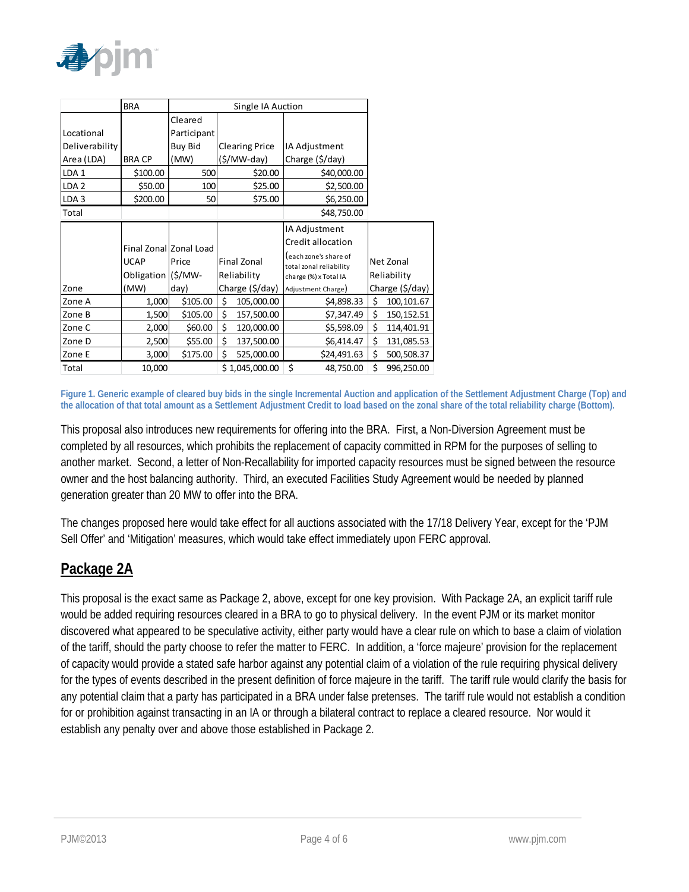|  | BRA | Single IA Auction | | |
|---|---|---|---|---|
| Locational Deliverability Area (LDA) | BRA CP | Cleared Participant Buy Bid (MW) | Clearing Price ($/MW-day) | IA Adjustment Charge ($/day) |
| LDA 1 | $100.00 | 500 | $20.00 | $40,000.00 |
| LDA 2 | $50.00 | 100 | $25.00 | $2,500.00 |
| LDA 3 | $200.00 | 50 | $75.00 | $6,250.00 |
| Total |  |  |  | $48,750.00 |

| Zone | Final Zonal UCAP Obligation (MW) | Zonal Load Price ($/MW-day) | Final Zonal Reliability Charge ($/day) | IA Adjustment Credit allocation (each zone's share of total zonal reliability charge (%) x Total IA Adjustment Charge) | Net Zonal Reliability Charge ($/day) |
|---|---|---|---|---|---|
| Zone A | 1,000 | $105.00 | $ 105,000.00 | $4,898.33 | $ 100,101.67 |
| Zone B | 1,500 | $105.00 | $ 157,500.00 | $7,347.49 | $ 150,152.51 |
| Zone C | 2,000 | $60.00 | $ 120,000.00 | $5,598.09 | $ 114,401.91 |
| Zone D | 2,500 | $55.00 | $ 137,500.00 | $6,414.47 | $ 131,085.53 |
| Zone E | 3,000 | $175.00 | $ 525,000.00 | $24,491.63 | $ 500,508.37 |
| Total | 10,000 |  | $ 1,045,000.00 | $ 48,750.00 | $ 996,250.00 |

**Figure 1. Generic example of cleared buy bids in the single Incremental Auction and application of the Settlement Adjustment Charge (Top) and the allocation of that total amount as a Settlement Adjustment Credit to load based on the zonal share of the total reliability charge (Bottom).**

This proposal also introduces new requirements for offering into the BRA. First, a Non-Diversion Agreement must be completed by all resources, which prohibits the replacement of capacity committed in RPM for the purposes of selling to another market. Second, a letter of Non-Recallability for imported capacity resources must be signed between the resource owner and the host balancing authority. Third, an executed Facilities Study Agreement would be needed by planned generation greater than 20 MW to offer into the BRA.

The changes proposed here would take effect for all auctions associated with the 17/18 Delivery Year, except for the 'PJM Sell Offer' and 'Mitigation' measures, which would take effect immediately upon FERC approval.

## Package 2A

This proposal is the exact same as Package 2, above, except for one key provision. With Package 2A, an explicit tariff rule would be added requiring resources cleared in a BRA to go to physical delivery. In the event PJM or its market monitor discovered what appeared to be speculative activity, either party would have a clear rule on which to base a claim of violation of the tariff, should the party choose to refer the matter to FERC. In addition, a 'force majeure' provision for the replacement of capacity would provide a stated safe harbor against any potential claim of a violation of the rule requiring physical delivery for the types of events described in the present definition of force majeure in the tariff. The tariff rule would clarify the basis for any potential claim that a party has participated in a BRA under false pretenses. The tariff rule would not establish a condition for or prohibition against transacting in an IA or through a bilateral contract to replace a cleared resource. Nor would it establish any penalty over and above those established in Package 2.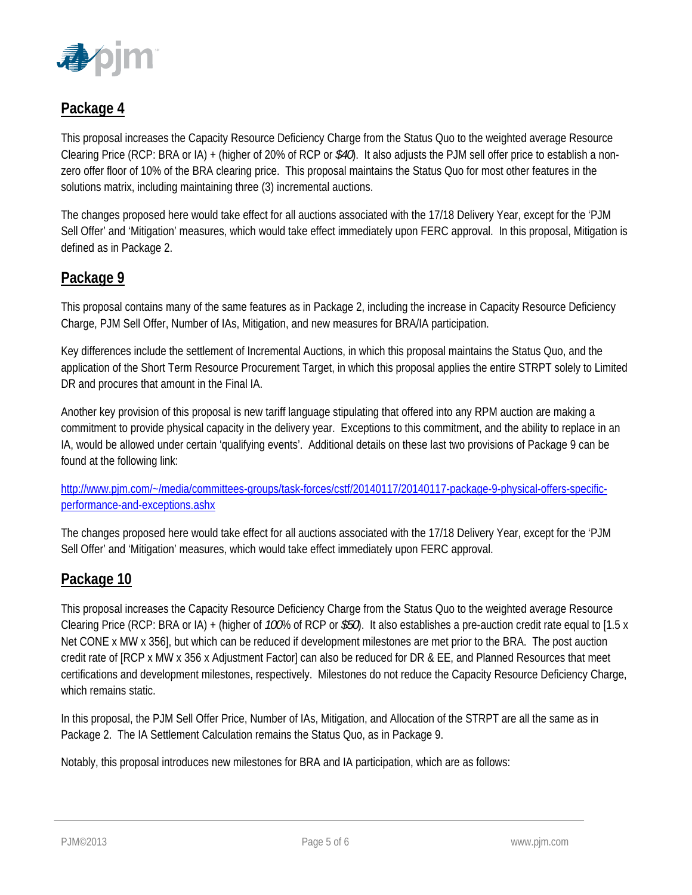## Package 4

This proposal increases the Capacity Resource Deficiency Charge from the Status Quo to the weighted average Resource Clearing Price (RCP: BRA or IA) + (higher of 20% of RCP or *$40*). It also adjusts the PJM sell offer price to establish a non-zero offer floor of 10% of the BRA clearing price. This proposal maintains the Status Quo for most other features in the solutions matrix, including maintaining three (3) incremental auctions.

The changes proposed here would take effect for all auctions associated with the 17/18 Delivery Year, except for the 'PJM Sell Offer' and 'Mitigation' measures, which would take effect immediately upon FERC approval. In this proposal, Mitigation is defined as in Package 2.

## Package 9

This proposal contains many of the same features as in Package 2, including the increase in Capacity Resource Deficiency Charge, PJM Sell Offer, Number of IAs, Mitigation, and new measures for BRA/IA participation.

Key differences include the settlement of Incremental Auctions, in which this proposal maintains the Status Quo, and the application of the Short Term Resource Procurement Target, in which this proposal applies the entire STRPT solely to Limited DR and procures that amount in the Final IA.

Another key provision of this proposal is new tariff language stipulating that offered into any RPM auction are making a commitment to provide physical capacity in the delivery year. Exceptions to this commitment, and the ability to replace in an IA, would be allowed under certain 'qualifying events'. Additional details on these last two provisions of Package 9 can be found at the following link:

[http://www.pjm.com/~/media/committees-groups/task-forces/cstf/20140117/20140117-package-9-physical-offers-specific-performance-and-exceptions.ashx](http://www.pjm.com/~/media/committees-groups/task-forces/cstf/20140117/20140117-package-9-physical-offers-specific-performance-and-exceptions.ashx)

The changes proposed here would take effect for all auctions associated with the 17/18 Delivery Year, except for the 'PJM Sell Offer' and 'Mitigation' measures, which would take effect immediately upon FERC approval.

## Package 10

This proposal increases the Capacity Resource Deficiency Charge from the Status Quo to the weighted average Resource Clearing Price (RCP: BRA or IA) + (higher of *100%* of RCP or *$50*). It also establishes a pre-auction credit rate equal to [1.5 x Net CONE x MW x 356], but which can be reduced if development milestones are met prior to the BRA. The post auction credit rate of [RCP x MW x 356 x Adjustment Factor] can also be reduced for DR & EE, and Planned Resources that meet certifications and development milestones, respectively. Milestones do not reduce the Capacity Resource Deficiency Charge, which remains static.

In this proposal, the PJM Sell Offer Price, Number of IAs, Mitigation, and Allocation of the STRPT are all the same as in Package 2. The IA Settlement Calculation remains the Status Quo, as in Package 9.

Notably, this proposal introduces new milestones for BRA and IA participation, which are as follows: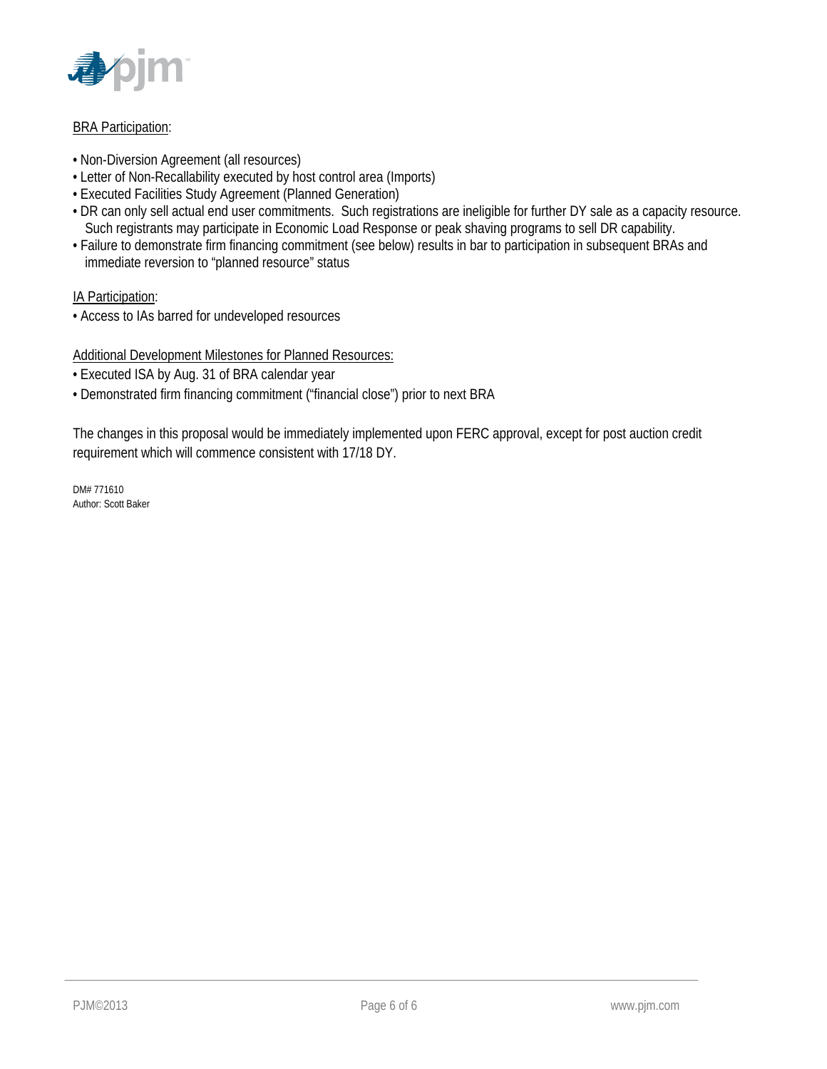BRA Participation:

- Non-Diversion Agreement (all resources)
- Letter of Non-Recallability executed by host control area (Imports)
- Executed Facilities Study Agreement (Planned Generation)
- DR can only sell actual end user commitments.  Such registrations are ineligible for further DY sale as a capacity resource.  Such registrants may participate in Economic Load Response or peak shaving programs to sell DR capability.
- Failure to demonstrate firm financing commitment (see below) results in bar to participation in subsequent BRAs and immediate reversion to "planned resource" status

IA Participation:

- Access to IAs barred for undeveloped resources

Additional Development Milestones for Planned Resources:

- Executed ISA by Aug. 31 of BRA calendar year
- Demonstrated firm financing commitment ("financial close") prior to next BRA

The changes in this proposal would be immediately implemented upon FERC approval, except for post auction credit requirement which will commence consistent with 17/18 DY.

DM# 771610
Author: Scott Baker